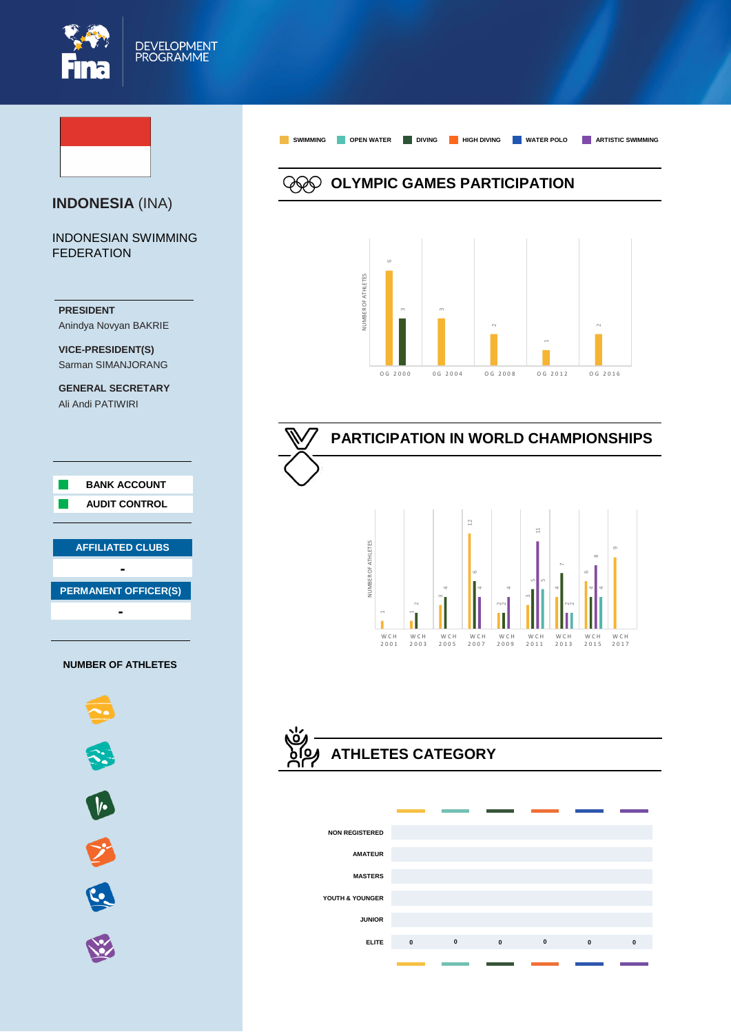DEVELOPMENT PROGRAMME

# INDONESIA (INA)

INDONESIAN SWIMMING FEDERATION

**PRESIDENT**
Anindya Novyan BAKRIE

**VICE-PRESIDENT(S)**
Sarman SIMANJORANG

**GENERAL SECRETARY**
Ali Andi PATIWIRI

**BANK ACCOUNT**

**AUDIT CONTROL**

**AFFILIATED CLUBS**

-

**PERMANENT OFFICER(S)**

-

**NUMBER OF ATHLETES**

SWIMMING | OPEN WATER | DIVING | HIGH DIVING | WATER POLO | ARTISTIC SWIMMING

## OLYMPIC GAMES PARTICIPATION

NUMBER OF ATHLETES

| | Swimming | Diving |
|---|---|---|
| OG 2000 | 6 | 3 |
| OG 2004 | 3 | |
| OG 2008 | 2 | |
| OG 2012 | 1 | |
| OG 2016 | 2 | |

## PARTICIPATION IN WORLD CHAMPIONSHIPS

NUMBER OF ATHLETES

| | Swimming | Open Water | Diving | Artistic Swimming |
|---|---|---|---|---|
| WCH 2001 | 1 | | | |
| WCH 2003 | 1 | | 2 | |
| WCH 2005 | 3 | | 4 | |
| WCH 2007 | 12 | | 6 | 4 |
| WCH 2009 | 2 | | 2 | 4 |
| WCH 2011 | 3 | 5 | 5 | 11 |
| WCH 2013 | 4 | 2 | 7 | 2 |
| WCH 2015 | 6 | 4 | 4 | 8 |
| WCH 2017 | 9 | | | |

## ATHLETES CATEGORY

| | Swimming | Open Water | Diving | High Diving | Water Polo | Artistic Swimming |
|---|---|---|---|---|---|---|
| NON REGISTERED | | | | | | |
| AMATEUR | | | | | | |
| MASTERS | | | | | | |
| YOUTH & YOUNGER | | | | | | |
| JUNIOR | | | | | | |
| ELITE | 0 | 0 | 0 | 0 | 0 | 0 |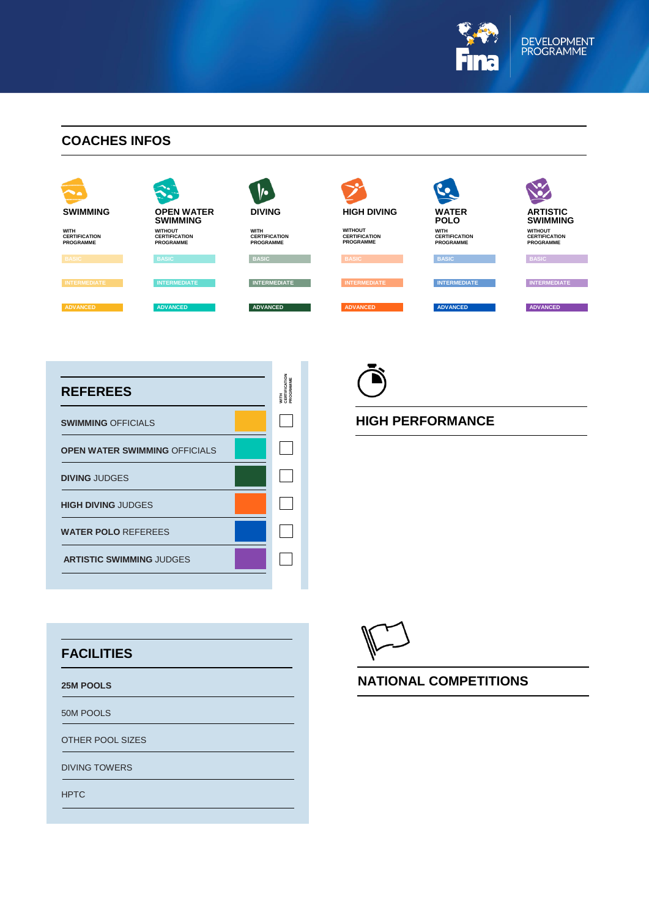DEVELOPMENT PROGRAMME

## COACHES INFOS

| SWIMMING | OPEN WATER SWIMMING | DIVING | HIGH DIVING | WATER POLO | ARTISTIC SWIMMING |
|---|---|---|---|---|---|
| WITH CERTIFICATION PROGRAMME | WITHOUT CERTIFICATION PROGRAMME | WITH CERTIFICATION PROGRAMME | WITHOUT CERTIFICATION PROGRAMME | WITH CERTIFICATION PROGRAMME | WITHOUT CERTIFICATION PROGRAMME |
| BASIC | BASIC | BASIC | BASIC | BASIC | BASIC |
| INTERMEDIATE | INTERMEDIATE | INTERMEDIATE | INTERMEDIATE | INTERMEDIATE | INTERMEDIATE |
| ADVANCED | ADVANCED | ADVANCED | ADVANCED | ADVANCED | ADVANCED |

## REFEREES

| REFEREES | WITH CERTIFICATION PROGRAMME |
|---|---|
| SWIMMING OFFICIALS | ☐ |
| OPEN WATER SWIMMING OFFICIALS | ☐ |
| DIVING JUDGES | ☐ |
| HIGH DIVING JUDGES | ☐ |
| WATER POLO REFEREES | ☐ |
| ARTISTIC SWIMMING JUDGES | ☐ |

## HIGH PERFORMANCE

## FACILITIES

- 25M POOLS
- 50M POOLS
- OTHER POOL SIZES
- DIVING TOWERS
- HPTC

## NATIONAL COMPETITIONS